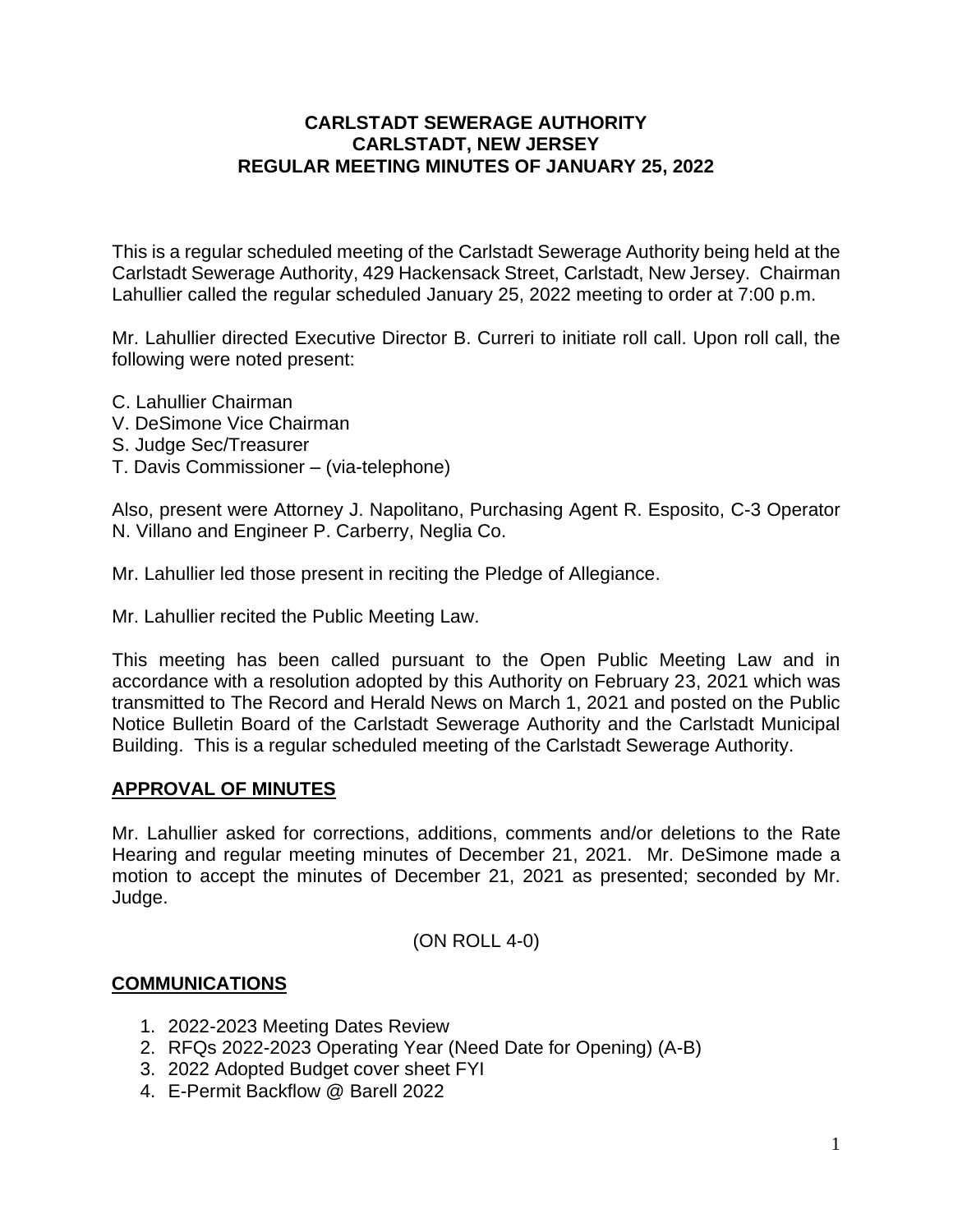# CARLSTADT SEWERAGE AUTHORITY
# CARLSTADT, NEW JERSEY
# REGULAR MEETING MINUTES OF JANUARY 25, 2022

This is a regular scheduled meeting of the Carlstadt Sewerage Authority being held at the Carlstadt Sewerage Authority, 429 Hackensack Street, Carlstadt, New Jersey. Chairman Lahullier called the regular scheduled January 25, 2022 meeting to order at 7:00 p.m.

Mr. Lahullier directed Executive Director B. Curreri to initiate roll call. Upon roll call, the following were noted present:

C. Lahullier Chairman
V. DeSimone Vice Chairman
S. Judge Sec/Treasurer
T. Davis Commissioner – (via-telephone)

Also, present were Attorney J. Napolitano, Purchasing Agent R. Esposito, C-3 Operator N. Villano and Engineer P. Carberry, Neglia Co.

Mr. Lahullier led those present in reciting the Pledge of Allegiance.

Mr. Lahullier recited the Public Meeting Law.

This meeting has been called pursuant to the Open Public Meeting Law and in accordance with a resolution adopted by this Authority on February 23, 2021 which was transmitted to The Record and Herald News on March 1, 2021 and posted on the Public Notice Bulletin Board of the Carlstadt Sewerage Authority and the Carlstadt Municipal Building. This is a regular scheduled meeting of the Carlstadt Sewerage Authority.

## APPROVAL OF MINUTES

Mr. Lahullier asked for corrections, additions, comments and/or deletions to the Rate Hearing and regular meeting minutes of December 21, 2021. Mr. DeSimone made a motion to accept the minutes of December 21, 2021 as presented; seconded by Mr. Judge.

(ON ROLL 4-0)

## COMMUNICATIONS

1. 2022-2023 Meeting Dates Review
2. RFQs 2022-2023 Operating Year (Need Date for Opening) (A-B)
3. 2022 Adopted Budget cover sheet FYI
4. E-Permit Backflow @ Barell 2022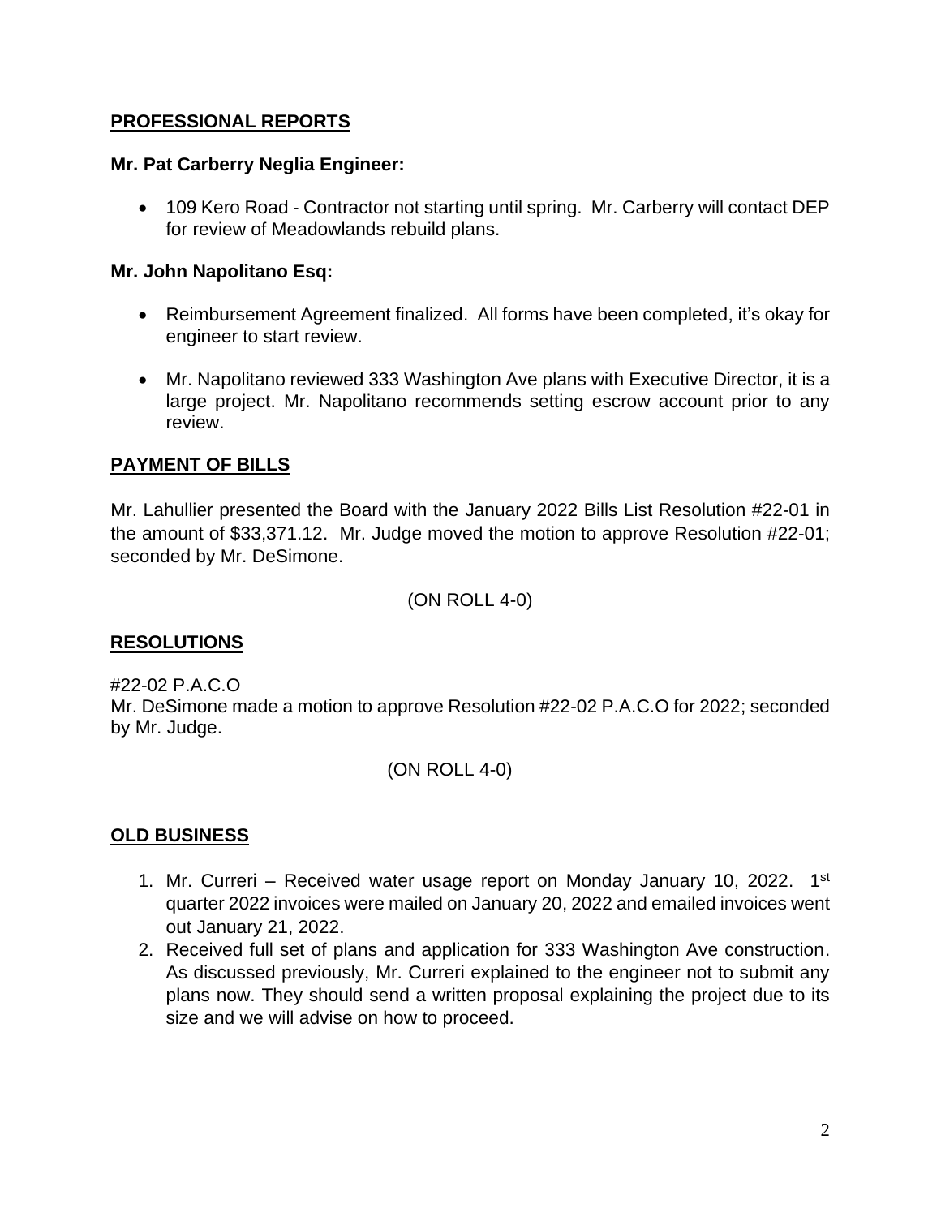## PROFESSIONAL REPORTS

### Mr. Pat Carberry Neglia Engineer:

- 109 Kero Road - Contractor not starting until spring. Mr. Carberry will contact DEP for review of Meadowlands rebuild plans.

### Mr. John Napolitano Esq:

- Reimbursement Agreement finalized. All forms have been completed, it's okay for engineer to start review.
- Mr. Napolitano reviewed 333 Washington Ave plans with Executive Director, it is a large project. Mr. Napolitano recommends setting escrow account prior to any review.

## PAYMENT OF BILLS

Mr. Lahullier presented the Board with the January 2022 Bills List Resolution #22-01 in the amount of $33,371.12. Mr. Judge moved the motion to approve Resolution #22-01; seconded by Mr. DeSimone.

(ON ROLL 4-0)

## RESOLUTIONS

#22-02 P.A.C.O
Mr. DeSimone made a motion to approve Resolution #22-02 P.A.C.O for 2022; seconded by Mr. Judge.

(ON ROLL 4-0)

## OLD BUSINESS

1. Mr. Curreri – Received water usage report on Monday January 10, 2022. 1st quarter 2022 invoices were mailed on January 20, 2022 and emailed invoices went out January 21, 2022.
2. Received full set of plans and application for 333 Washington Ave construction. As discussed previously, Mr. Curreri explained to the engineer not to submit any plans now. They should send a written proposal explaining the project due to its size and we will advise on how to proceed.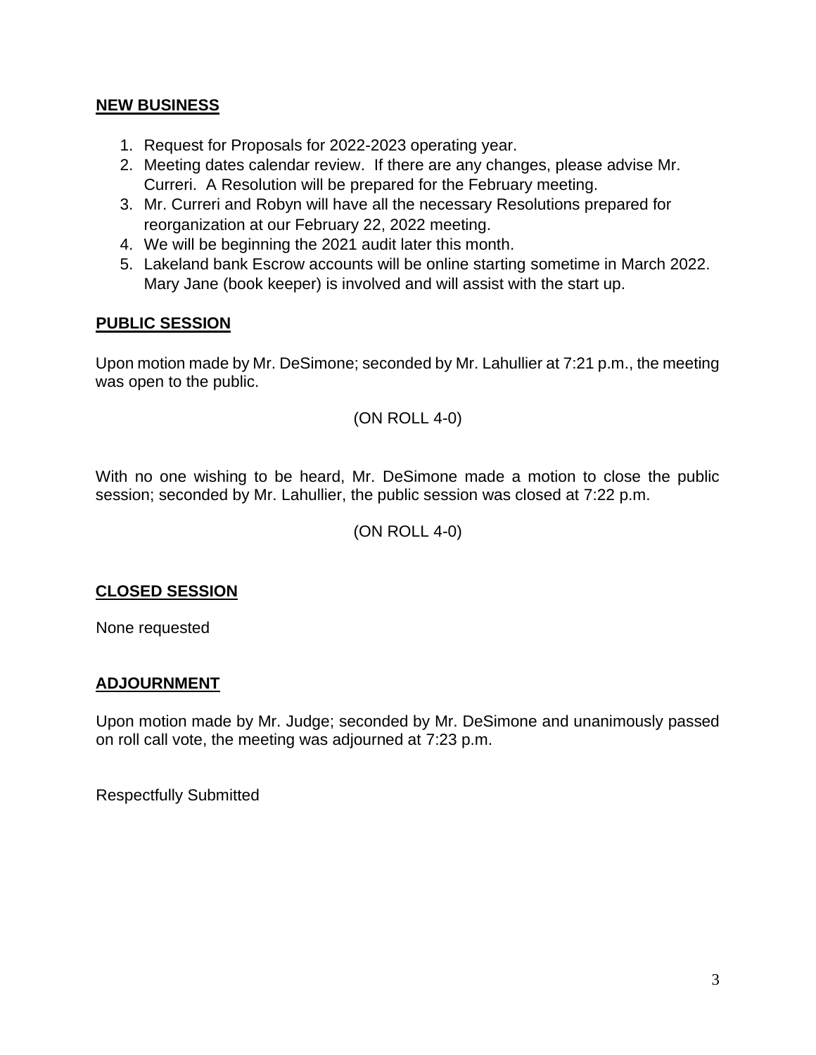## NEW BUSINESS

1. Request for Proposals for 2022-2023 operating year.
2. Meeting dates calendar review. If there are any changes, please advise Mr. Curreri. A Resolution will be prepared for the February meeting.
3. Mr. Curreri and Robyn will have all the necessary Resolutions prepared for reorganization at our February 22, 2022 meeting.
4. We will be beginning the 2021 audit later this month.
5. Lakeland bank Escrow accounts will be online starting sometime in March 2022. Mary Jane (book keeper) is involved and will assist with the start up.

## PUBLIC SESSION

Upon motion made by Mr. DeSimone; seconded by Mr. Lahullier at 7:21 p.m., the meeting was open to the public.

(ON ROLL 4-0)

With no one wishing to be heard, Mr. DeSimone made a motion to close the public session; seconded by Mr. Lahullier, the public session was closed at 7:22 p.m.

(ON ROLL 4-0)

## CLOSED SESSION

None requested

## ADJOURNMENT

Upon motion made by Mr. Judge; seconded by Mr. DeSimone and unanimously passed on roll call vote, the meeting was adjourned at 7:23 p.m.

Respectfully Submitted